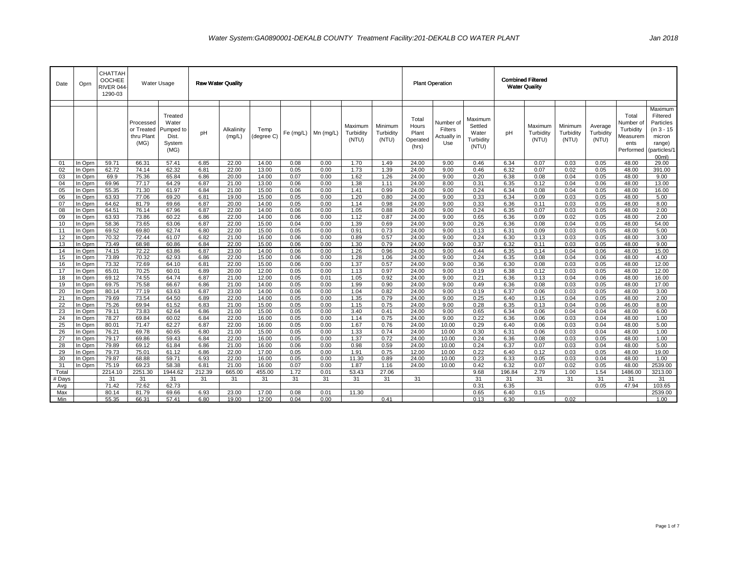*Water System:GA0890001-DEKALB COUNTY Treatment Facility:201-DEKALB CO WATER PLANT* *Jan 2018*

| Date | Oprn | CHATTAHOOCHEE RIVER 044-1290-03 | Water Usage | | Raw Water Quality | | | | | | | Plant Operation | | | Combined Filtered Water Quality | | | | | |
|---|---|---|---|---|---|---|---|---|---|---|---|---|---|---|---|---|---|---|---|---|
| | | | Processed or Treated thru Plant (MG) | Treated Water Pumped to Dist. System (MG) | pH | Alkalinity (mg/L) | Temp (degree C) | Fe (mg/L) | Mn (mg/L) | Maximum Turbidity (NTU) | Minimum Turbidity (NTU) | Total Hours Plant Operated (hrs) | Number of Filters Actually in Use | Maximum Settled Water Turbidity (NTU) | pH | Maximum Turbidity (NTU) | Minimum Turbidity (NTU) | Average Turbidity (NTU) | Total Number of Turbidity Measurements Performed | Maximum Filtered Particles (in 3 - 15 micron range) (particles/100ml) |
| 01 | In Oprn | 59.71 | 66.31 | 57.41 | 6.85 | 22.00 | 14.00 | 0.08 | 0.00 | 1.70 | 1.49 | 24.00 | 9.00 | 0.46 | 6.34 | 0.07 | 0.03 | 0.05 | 48.00 | 29.00 |
| 02 | In Oprn | 62.72 | 74.14 | 62.32 | 6.81 | 22.00 | 13.00 | 0.05 | 0.00 | 1.73 | 1.39 | 24.00 | 9.00 | 0.46 | 6.32 | 0.07 | 0.02 | 0.05 | 48.00 | 391.00 |
| 03 | In Oprn | 69.9 | 75.36 | 65.84 | 6.86 | 20.00 | 14.00 | 0.07 | 0.00 | 1.62 | 1.26 | 24.00 | 9.00 | 0.20 | 6.38 | 0.08 | 0.04 | 0.05 | 48.00 | 9.00 |
| 04 | In Oprn | 69.96 | 77.17 | 64.29 | 6.87 | 21.00 | 13.00 | 0.06 | 0.00 | 1.38 | 1.11 | 24.00 | 8.00 | 0.31 | 6.35 | 0.12 | 0.04 | 0.06 | 48.00 | 13.00 |
| 05 | In Oprn | 55.35 | 71.30 | 61.97 | 6.84 | 21.00 | 15.00 | 0.06 | 0.00 | 1.41 | 0.99 | 24.00 | 9.00 | 0.24 | 6.34 | 0.08 | 0.04 | 0.05 | 48.00 | 16.00 |
| 06 | In Oprn | 63.93 | 77.06 | 69.20 | 6.81 | 19.00 | 15.00 | 0.05 | 0.00 | 1.20 | 0.80 | 24.00 | 9.00 | 0.33 | 6.34 | 0.09 | 0.03 | 0.05 | 48.00 | 5.00 |
| 07 | In Oprn | 64.62 | 81.79 | 69.66 | 6.87 | 20.00 | 14.00 | 0.05 | 0.00 | 1.14 | 0.98 | 24.00 | 9.00 | 0.33 | 6.36 | 0.11 | 0.03 | 0.05 | 48.00 | 8.00 |
| 08 | In Oprn | 64.51 | 76.14 | 67.96 | 6.87 | 22.00 | 14.00 | 0.06 | 0.00 | 1.05 | 0.88 | 24.00 | 9.00 | 0.24 | 6.35 | 0.07 | 0.03 | 0.05 | 48.00 | 2.00 |
| 09 | In Oprn | 63.93 | 73.86 | 60.22 | 6.86 | 22.00 | 14.00 | 0.06 | 0.00 | 1.12 | 0.87 | 24.00 | 9.00 | 0.65 | 6.36 | 0.09 | 0.02 | 0.05 | 48.00 | 2.00 |
| 10 | In Oprn | 58.36 | 73.65 | 63.06 | 6.87 | 22.00 | 15.00 | 0.04 | 0.00 | 1.39 | 0.69 | 24.00 | 9.00 | 0.26 | 6.36 | 0.08 | 0.04 | 0.05 | 48.00 | 54.00 |
| 11 | In Oprn | 69.52 | 69.80 | 62.74 | 6.80 | 22.00 | 15.00 | 0.05 | 0.00 | 0.91 | 0.73 | 24.00 | 9.00 | 0.13 | 6.31 | 0.09 | 0.03 | 0.05 | 48.00 | 5.00 |
| 12 | In Oprn | 70.32 | 72.44 | 61.07 | 6.82 | 21.00 | 16.00 | 0.06 | 0.00 | 0.89 | 0.57 | 24.00 | 9.00 | 0.24 | 6.30 | 0.13 | 0.03 | 0.05 | 48.00 | 3.00 |
| 13 | In Oprn | 73.49 | 68.98 | 60.86 | 6.84 | 22.00 | 15.00 | 0.06 | 0.00 | 1.30 | 0.79 | 24.00 | 9.00 | 0.37 | 6.32 | 0.11 | 0.03 | 0.05 | 48.00 | 9.00 |
| 14 | In Oprn | 74.15 | 72.22 | 63.86 | 6.87 | 23.00 | 14.00 | 0.06 | 0.00 | 1.26 | 0.96 | 24.00 | 9.00 | 0.44 | 6.35 | 0.14 | 0.04 | 0.06 | 48.00 | 15.00 |
| 15 | In Oprn | 73.89 | 70.32 | 62.93 | 6.86 | 22.00 | 15.00 | 0.06 | 0.00 | 1.28 | 1.06 | 24.00 | 9.00 | 0.24 | 6.35 | 0.08 | 0.04 | 0.06 | 48.00 | 4.00 |
| 16 | In Oprn | 73.32 | 72.69 | 64.10 | 6.81 | 22.00 | 15.00 | 0.06 | 0.00 | 1.37 | 0.57 | 24.00 | 9.00 | 0.36 | 6.30 | 0.08 | 0.03 | 0.05 | 48.00 | 12.00 |
| 17 | In Oprn | 65.01 | 70.25 | 60.01 | 6.89 | 20.00 | 12.00 | 0.05 | 0.00 | 1.13 | 0.97 | 24.00 | 9.00 | 0.19 | 6.38 | 0.12 | 0.03 | 0.05 | 48.00 | 12.00 |
| 18 | In Oprn | 69.12 | 74.55 | 64.74 | 6.87 | 21.00 | 12.00 | 0.05 | 0.01 | 1.05 | 0.92 | 24.00 | 9.00 | 0.21 | 6.36 | 0.13 | 0.04 | 0.06 | 48.00 | 16.00 |
| 19 | In Oprn | 69.75 | 75.58 | 66.67 | 6.86 | 21.00 | 14.00 | 0.05 | 0.00 | 1.99 | 0.90 | 24.00 | 9.00 | 0.49 | 6.36 | 0.08 | 0.03 | 0.05 | 48.00 | 17.00 |
| 20 | In Oprn | 80.14 | 77.19 | 63.63 | 6.87 | 23.00 | 14.00 | 0.06 | 0.00 | 1.04 | 0.82 | 24.00 | 9.00 | 0.19 | 6.37 | 0.06 | 0.03 | 0.05 | 48.00 | 3.00 |
| 21 | In Oprn | 79.69 | 73.54 | 64.50 | 6.89 | 22.00 | 14.00 | 0.05 | 0.00 | 1.35 | 0.79 | 24.00 | 9.00 | 0.25 | 6.40 | 0.15 | 0.04 | 0.05 | 48.00 | 2.00 |
| 22 | In Oprn | 75.26 | 69.94 | 61.52 | 6.83 | 21.00 | 15.00 | 0.05 | 0.00 | 1.15 | 0.75 | 24.00 | 9.00 | 0.28 | 6.35 | 0.13 | 0.04 | 0.06 | 46.00 | 8.00 |
| 23 | In Oprn | 79.11 | 73.83 | 62.64 | 6.86 | 21.00 | 15.00 | 0.05 | 0.00 | 3.40 | 0.41 | 24.00 | 9.00 | 0.65 | 6.34 | 0.06 | 0.04 | 0.04 | 48.00 | 6.00 |
| 24 | In Oprn | 78.27 | 69.84 | 60.02 | 6.84 | 22.00 | 16.00 | 0.05 | 0.00 | 1.14 | 0.75 | 24.00 | 9.00 | 0.22 | 6.36 | 0.06 | 0.03 | 0.04 | 48.00 | 1.00 |
| 25 | In Oprn | 80.01 | 71.47 | 62.27 | 6.87 | 22.00 | 16.00 | 0.05 | 0.00 | 1.67 | 0.76 | 24.00 | 10.00 | 0.29 | 6.40 | 0.06 | 0.03 | 0.04 | 48.00 | 5.00 |
| 26 | In Oprn | 76.21 | 69.78 | 60.65 | 6.80 | 21.00 | 15.00 | 0.05 | 0.00 | 1.33 | 0.74 | 24.00 | 10.00 | 0.30 | 6.31 | 0.06 | 0.03 | 0.04 | 48.00 | 1.00 |
| 27 | In Oprn | 79.17 | 69.86 | 59.43 | 6.84 | 22.00 | 16.00 | 0.05 | 0.00 | 1.37 | 0.72 | 24.00 | 10.00 | 0.24 | 6.36 | 0.08 | 0.03 | 0.05 | 48.00 | 1.00 |
| 28 | In Oprn | 79.89 | 69.12 | 61.84 | 6.86 | 21.00 | 16.00 | 0.06 | 0.00 | 0.98 | 0.59 | 24.00 | 10.00 | 0.24 | 6.37 | 0.07 | 0.03 | 0.04 | 48.00 | 5.00 |
| 29 | In Oprn | 79.73 | 75.01 | 61.12 | 6.86 | 22.00 | 17.00 | 0.05 | 0.00 | 1.91 | 0.75 | 12.00 | 10.00 | 0.22 | 6.40 | 0.12 | 0.03 | 0.05 | 48.00 | 19.00 |
| 30 | In Oprn | 79.87 | 68.88 | 59.71 | 6.93 | 22.00 | 16.00 | 0.05 | 0.00 | 11.30 | 0.89 | 24.00 | 10.00 | 0.23 | 6.33 | 0.05 | 0.03 | 0.04 | 48.00 | 1.00 |
| 31 | In Oprn | 75.19 | 69.23 | 58.38 | 6.81 | 21.00 | 16.00 | 0.07 | 0.00 | 1.87 | 1.16 | 24.00 | 10.00 | 0.42 | 6.32 | 0.07 | 0.02 | 0.05 | 48.00 | 2539.00 |
| Total | | 2214.10 | 2251.30 | 1944.62 | 212.39 | 665.00 | 455.00 | 1.72 | 0.01 | 53.43 | 27.06 | | | 9.68 | 196.84 | 2.79 | 1.00 | 1.54 | 1486.00 | 3213.00 |
| # Days | | 31 | 31 | 31 | 31 | 31 | 31 | 31 | 31 | 31 | 31 | 31 | | 31 | 31 | 31 | 31 | 31 | 31 | 31 |
| Avg | | 71.42 | 72.62 | 62.73 | | | | | | | | | | 0.31 | 6.35 | | | 0.05 | 47.94 | 103.65 |
| Max | | 80.14 | 81.79 | 69.66 | 6.93 | 23.00 | 17.00 | 0.08 | 0.01 | 11.30 | | | | 0.65 | 6.40 | 0.15 | | | | 2539.00 |
| Min | | 55.35 | 66.31 | 57.41 | 6.80 | 19.00 | 12.00 | 0.04 | 0.00 | | 0.41 | | | 0.13 | 6.30 | | 0.02 | | | 1.00 |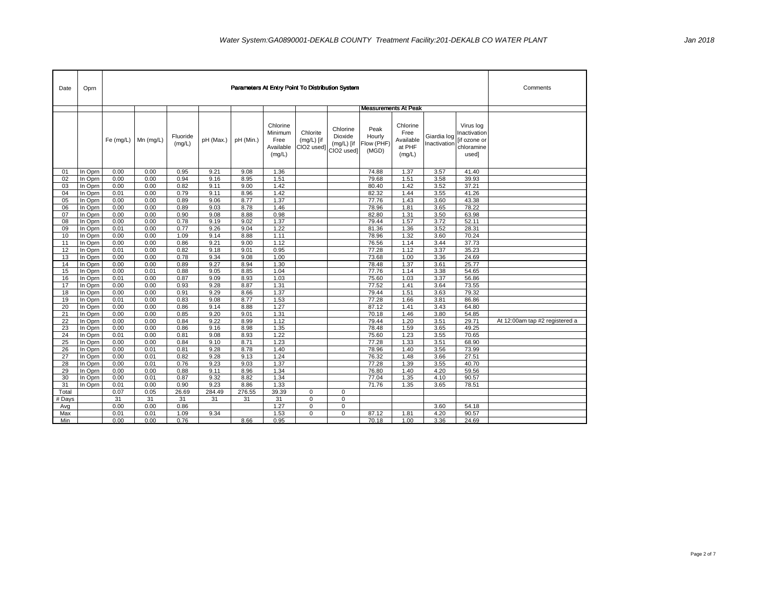*Water System:GA0890001-DEKALB COUNTY Treatment Facility:201-DEKALB CO WATER PLANT* *Jan 2018*

| Date | Oprn | Parameters At Entry Point To Distribution System | | | | | | | | | | | | Comments |
|---|---|---|---|---|---|---|---|---|---|---|---|---|---|---|
| | | | | | | | | | | Measurements At Peak | | | | |
| | | Fe (mg/L) | Mn (mg/L) | Fluoride (mg/L) | pH (Max.) | pH (Min.) | Chlorine Minimum Free Available (mg/L) | Chlorite (mg/L) [if ClO2 used] | Chlorine Dioxide (mg/L) [if ClO2 used] | Peak Hourly Flow (PHF) (MGD) | Chlorine Free Available at PHF (mg/L) | Giardia log Inactivation | Virus log Inactivation [if ozone or chloramine used] | |
| 01 | In Oprn | 0.00 | 0.00 | 0.95 | 9.21 | 9.08 | 1.36 | | | 74.88 | 1.37 | 3.57 | 41.40 | |
| 02 | In Oprn | 0.00 | 0.00 | 0.94 | 9.16 | 8.95 | 1.51 | | | 79.68 | 1.51 | 3.58 | 39.93 | |
| 03 | In Oprn | 0.00 | 0.00 | 0.82 | 9.11 | 9.00 | 1.42 | | | 80.40 | 1.42 | 3.52 | 37.21 | |
| 04 | In Oprn | 0.01 | 0.00 | 0.79 | 9.11 | 8.96 | 1.42 | | | 82.32 | 1.44 | 3.55 | 41.26 | |
| 05 | In Oprn | 0.00 | 0.00 | 0.89 | 9.06 | 8.77 | 1.37 | | | 77.76 | 1.43 | 3.60 | 43.38 | |
| 06 | In Oprn | 0.00 | 0.00 | 0.89 | 9.03 | 8.78 | 1.46 | | | 78.96 | 1.81 | 3.65 | 78.22 | |
| 07 | In Oprn | 0.00 | 0.00 | 0.90 | 9.08 | 8.88 | 0.98 | | | 82.80 | 1.31 | 3.50 | 63.98 | |
| 08 | In Oprn | 0.00 | 0.00 | 0.78 | 9.19 | 9.02 | 1.37 | | | 79.44 | 1.57 | 3.72 | 52.11 | |
| 09 | In Oprn | 0.01 | 0.00 | 0.77 | 9.26 | 9.04 | 1.22 | | | 81.36 | 1.36 | 3.52 | 28.31 | |
| 10 | In Oprn | 0.00 | 0.00 | 1.09 | 9.14 | 8.88 | 1.11 | | | 78.96 | 1.32 | 3.60 | 70.24 | |
| 11 | In Oprn | 0.00 | 0.00 | 0.86 | 9.21 | 9.00 | 1.12 | | | 76.56 | 1.14 | 3.44 | 37.73 | |
| 12 | In Oprn | 0.01 | 0.00 | 0.82 | 9.18 | 9.01 | 0.95 | | | 77.28 | 1.12 | 3.37 | 35.23 | |
| 13 | In Oprn | 0.00 | 0.00 | 0.78 | 9.34 | 9.08 | 1.00 | | | 73.68 | 1.00 | 3.36 | 24.69 | |
| 14 | In Oprn | 0.00 | 0.00 | 0.89 | 9.27 | 8.94 | 1.30 | | | 78.48 | 1.37 | 3.61 | 25.77 | |
| 15 | In Oprn | 0.00 | 0.01 | 0.88 | 9.05 | 8.85 | 1.04 | | | 77.76 | 1.14 | 3.38 | 54.65 | |
| 16 | In Oprn | 0.01 | 0.00 | 0.87 | 9.09 | 8.93 | 1.03 | | | 75.60 | 1.03 | 3.37 | 56.86 | |
| 17 | In Oprn | 0.00 | 0.00 | 0.93 | 9.28 | 8.87 | 1.31 | | | 77.52 | 1.41 | 3.64 | 73.55 | |
| 18 | In Oprn | 0.00 | 0.00 | 0.91 | 9.29 | 8.66 | 1.37 | | | 79.44 | 1.51 | 3.63 | 79.32 | |
| 19 | In Oprn | 0.01 | 0.00 | 0.83 | 9.08 | 8.77 | 1.53 | | | 77.28 | 1.66 | 3.81 | 86.86 | |
| 20 | In Oprn | 0.00 | 0.00 | 0.86 | 9.14 | 8.88 | 1.27 | | | 87.12 | 1.41 | 3.43 | 64.80 | |
| 21 | In Oprn | 0.00 | 0.00 | 0.85 | 9.20 | 9.01 | 1.31 | | | 70.18 | 1.46 | 3.80 | 54.85 | |
| 22 | In Oprn | 0.00 | 0.00 | 0.84 | 9.22 | 8.99 | 1.12 | | | 79.44 | 1.20 | 3.51 | 29.71 | At 12:00am tap #2 registered a |
| 23 | In Oprn | 0.00 | 0.00 | 0.86 | 9.16 | 8.98 | 1.35 | | | 78.48 | 1.59 | 3.65 | 49.25 | |
| 24 | In Oprn | 0.01 | 0.00 | 0.81 | 9.08 | 8.93 | 1.22 | | | 75.60 | 1.23 | 3.55 | 70.65 | |
| 25 | In Oprn | 0.00 | 0.00 | 0.84 | 9.10 | 8.71 | 1.23 | | | 77.28 | 1.33 | 3.51 | 68.90 | |
| 26 | In Oprn | 0.00 | 0.01 | 0.81 | 9.28 | 8.78 | 1.40 | | | 78.96 | 1.40 | 3.56 | 73.99 | |
| 27 | In Oprn | 0.00 | 0.01 | 0.82 | 9.28 | 9.13 | 1.24 | | | 76.32 | 1.48 | 3.66 | 27.51 | |
| 28 | In Oprn | 0.00 | 0.01 | 0.76 | 9.23 | 9.03 | 1.37 | | | 77.28 | 1.39 | 3.55 | 40.70 | |
| 29 | In Oprn | 0.00 | 0.00 | 0.88 | 9.11 | 8.96 | 1.34 | | | 76.80 | 1.40 | 4.20 | 59.56 | |
| 30 | In Oprn | 0.00 | 0.01 | 0.87 | 9.32 | 8.82 | 1.34 | | | 77.04 | 1.35 | 4.10 | 90.57 | |
| 31 | In Oprn | 0.01 | 0.00 | 0.90 | 9.23 | 8.86 | 1.33 | | | 71.76 | 1.35 | 3.65 | 78.51 | |
| Total | | 0.07 | 0.05 | 26.69 | 284.49 | 276.55 | 39.39 | 0 | 0 | | | | | |
| # Days | | 31 | 31 | 31 | 31 | 31 | 31 | 0 | 0 | | | | | |
| Avg | | 0.00 | 0.00 | 0.86 | | | 1.27 | 0 | 0 | | | 3.60 | 54.18 | |
| Max | | 0.01 | 0.01 | 1.09 | 9.34 | | 1.53 | 0 | 0 | 87.12 | 1.81 | 4.20 | 90.57 | |
| Min | | 0.00 | 0.00 | 0.76 | | 8.66 | 0.95 | | | 70.18 | 1.00 | 3.36 | 24.69 | |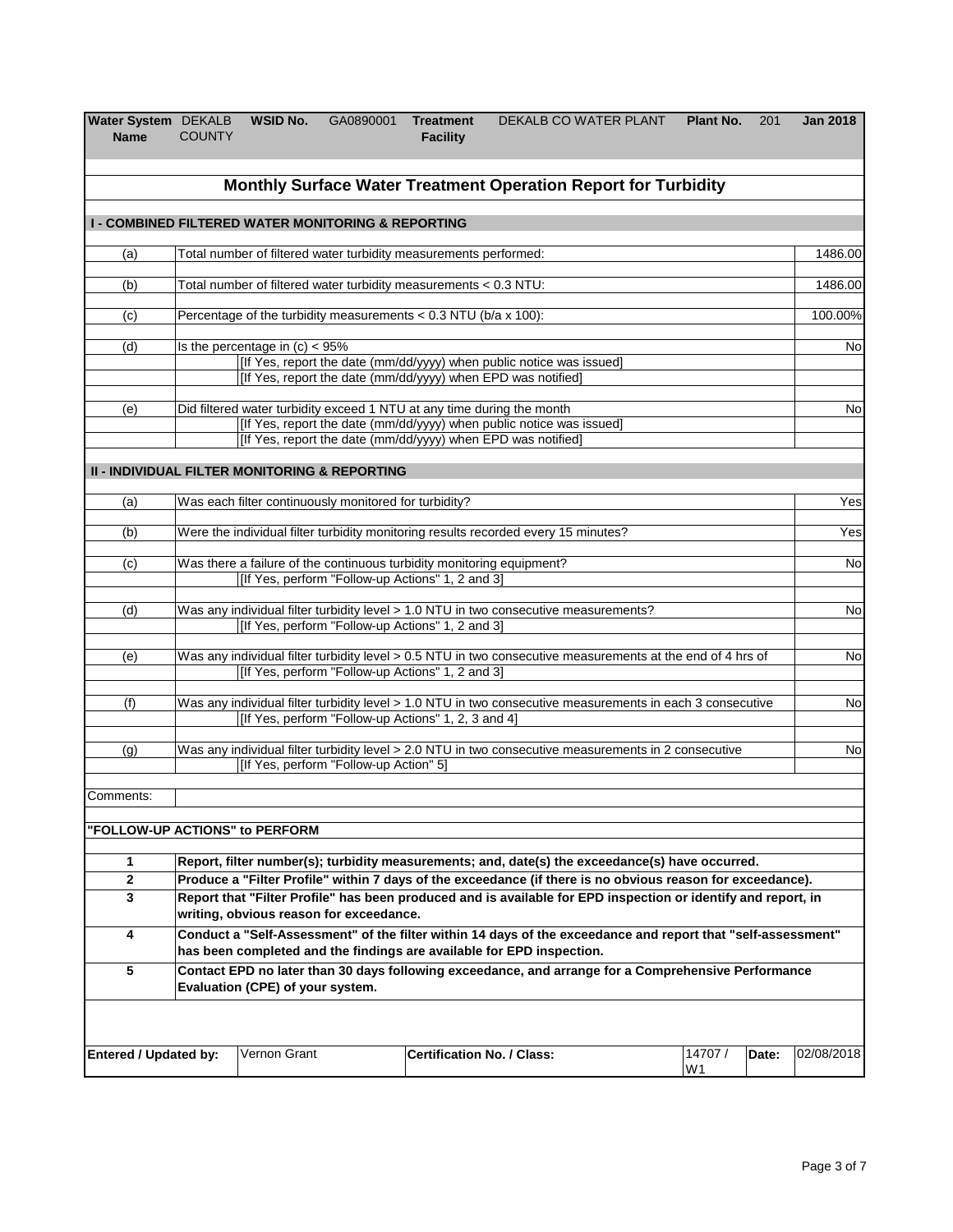| Water System Name | DEKALB COUNTY | WSID No. | GA0890001 | Treatment Facility | DEKALB CO WATER PLANT | Plant No. | 201 | Jan 2018 |
|---|---|---|---|---|---|---|---|---|

## Monthly Surface Water Treatment Operation Report for Turbidity

### I - COMBINED FILTERED WATER MONITORING & REPORTING

| | | |
|---|---|---|
| (a) | Total number of filtered water turbidity measurements performed: | 1486.00 |
| (b) | Total number of filtered water turbidity measurements < 0.3 NTU: | 1486.00 |
| (c) | Percentage of the turbidity measurements < 0.3 NTU (b/a x 100): | 100.00% |
| (d) | Is the percentage in (c) < 95% | No |
| | [If Yes, report the date (mm/dd/yyyy) when public notice was issued] | |
| | [If Yes, report the date (mm/dd/yyyy) when EPD was notified] | |
| (e) | Did filtered water turbidity exceed 1 NTU at any time during the month | No |
| | [If Yes, report the date (mm/dd/yyyy) when public notice was issued] | |
| | [If Yes, report the date (mm/dd/yyyy) when EPD was notified] | |

### II - INDIVIDUAL FILTER MONITORING & REPORTING

| | | |
|---|---|---|
| (a) | Was each filter continuously monitored for turbidity? | Yes |
| (b) | Were the individual filter turbidity monitoring results recorded every 15 minutes? | Yes |
| (c) | Was there a failure of the continuous turbidity monitoring equipment? | No |
| | [If Yes, perform "Follow-up Actions" 1, 2 and 3] | |
| (d) | Was any individual filter turbidity level > 1.0 NTU in two consecutive measurements? | No |
| | [If Yes, perform "Follow-up Actions" 1, 2 and 3] | |
| (e) | Was any individual filter turbidity level > 0.5 NTU in two consecutive measurements at the end of 4 hrs of | No |
| | [If Yes, perform "Follow-up Actions" 1, 2 and 3] | |
| (f) | Was any individual filter turbidity level > 1.0 NTU in two consecutive measurements in each 3 consecutive | No |
| | [If Yes, perform "Follow-up Actions" 1, 2, 3 and 4] | |
| (g) | Was any individual filter turbidity level > 2.0 NTU in two consecutive measurements in 2 consecutive | No |
| | [If Yes, perform "Follow-up Action" 5] | |

Comments:

### "FOLLOW-UP ACTIONS" to PERFORM

| | |
|---|---|
| **1** | **Report, filter number(s); turbidity measurements; and, date(s) the exceedance(s) have occurred.** |
| **2** | **Produce a "Filter Profile" within 7 days of the exceedance (if there is no obvious reason for exceedance).** |
| **3** | **Report that "Filter Profile" has been produced and is available for EPD inspection or identify and report, in writing, obvious reason for exceedance.** |
| **4** | **Conduct a "Self-Assessment" of the filter within 14 days of the exceedance and report that "self-assessment" has been completed and the findings are available for EPD inspection.** |
| **5** | **Contact EPD no later than 30 days following exceedance, and arrange for a Comprehensive Performance Evaluation (CPE) of your system.** |

| Entered / Updated by: | Vernon Grant | Certification No. / Class: | 14707 / W1 | Date: | 02/08/2018 |
|---|---|---|---|---|---|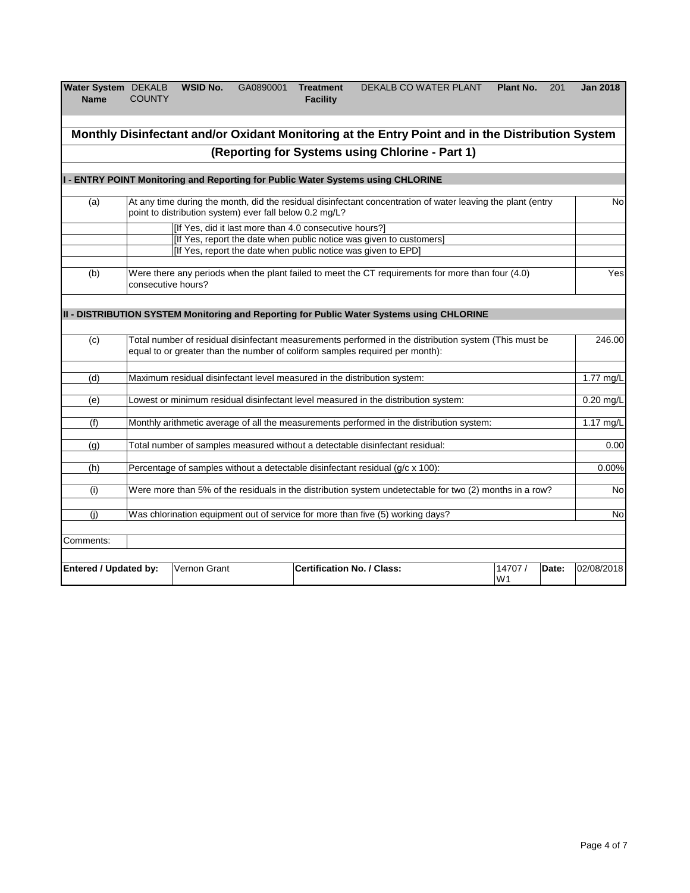| Water System Name | DEKALB COUNTY | WSID No. | GA0890001 | Treatment Facility | DEKALB CO WATER PLANT | Plant No. | 201 | Jan 2018 |
|---|---|---|---|---|---|---|---|---|

# Monthly Disinfectant and/or Oxidant Monitoring at the Entry Point and in the Distribution System

## (Reporting for Systems using Chlorine - Part 1)

### I - ENTRY POINT Monitoring and Reporting for Public Water Systems using CHLORINE

| | | |
|---|---|---|
| (a) | At any time during the month, did the residual disinfectant concentration of water leaving the plant (entry point to distribution system) ever fall below 0.2 mg/L? | No |
| | [If Yes, did it last more than 4.0 consecutive hours?] | |
| | [If Yes, report the date when public notice was given to customers] | |
| | [If Yes, report the date when public notice was given to EPD] | |
| (b) | Were there any periods when the plant failed to meet the CT requirements for more than four (4.0) consecutive hours? | Yes |

### II - DISTRIBUTION SYSTEM Monitoring and Reporting for Public Water Systems using CHLORINE

| | | |
|---|---|---|
| (c) | Total number of residual disinfectant measurements performed in the distribution system (This must be equal to or greater than the number of coliform samples required per month): | 246.00 |
| (d) | Maximum residual disinfectant level measured in the distribution system: | 1.77 mg/L |
| (e) | Lowest or minimum residual disinfectant level measured in the distribution system: | 0.20 mg/L |
| (f) | Monthly arithmetic average of all the measurements performed in the distribution system: | 1.17 mg/L |
| (g) | Total number of samples measured without a detectable disinfectant residual: | 0.00 |
| (h) | Percentage of samples without a detectable disinfectant residual (g/c x 100): | 0.00% |
| (i) | Were more than 5% of the residuals in the distribution system undetectable for two (2) months in a row? | No |
| (j) | Was chlorination equipment out of service for more than five (5) working days? | No |

Comments:

| Entered / Updated by: | Vernon Grant | Certification No. / Class: | 14707 / W1 | Date: | 02/08/2018 |
|---|---|---|---|---|---|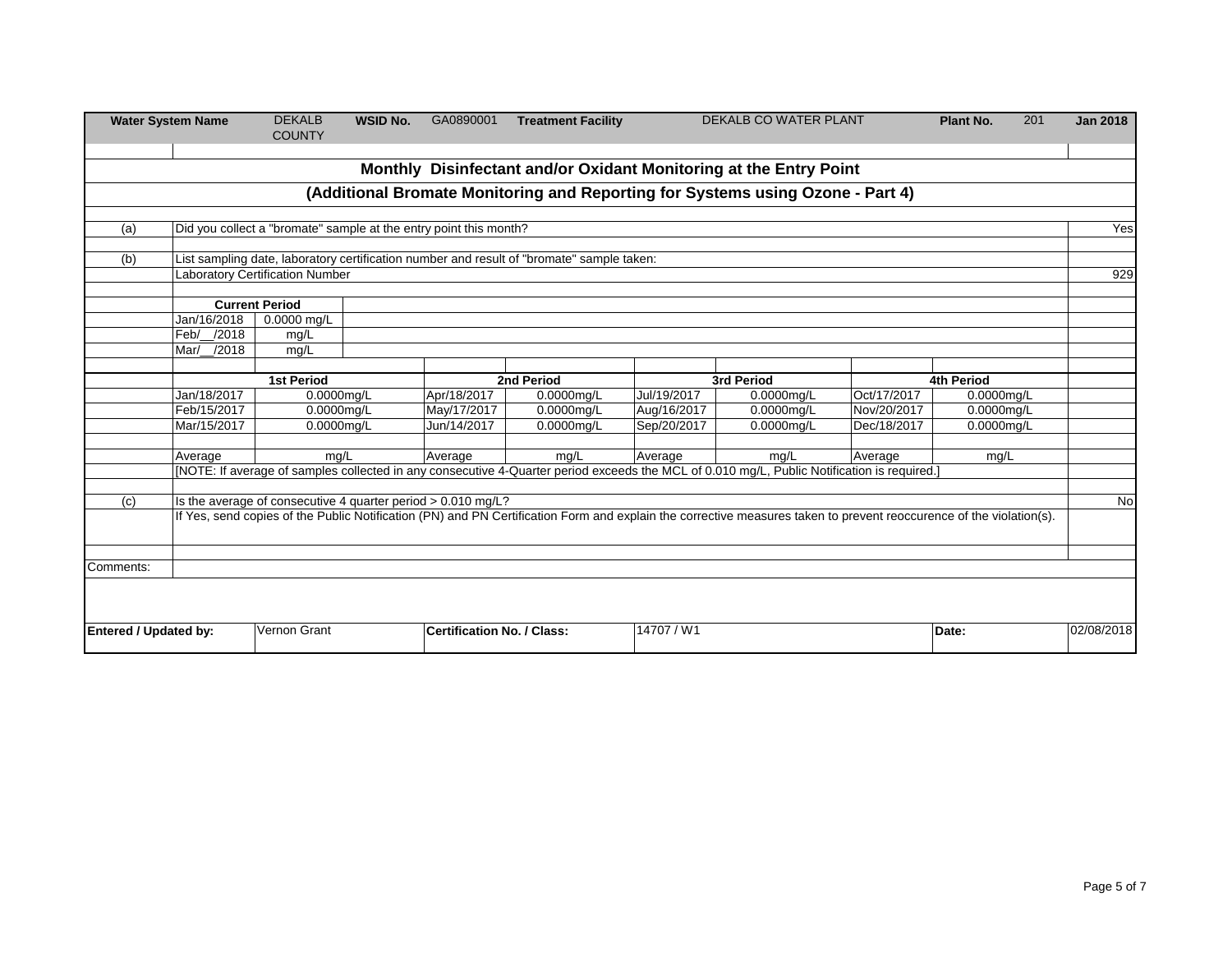| Water System Name | DEKALB COUNTY | WSID No. | GA0890001 | Treatment Facility | DEKALB CO WATER PLANT | Plant No. | 201 | Jan 2018 |
|---|---|---|---|---|---|---|---|---|

## Monthly Disinfectant and/or Oxidant Monitoring at the Entry Point

### (Additional Bromate Monitoring and Reporting for Systems using Ozone - Part 4)

| | | |
|---|---|---|
| (a) | Did you collect a "bromate" sample at the entry point this month? | Yes |
| (b) | List sampling date, laboratory certification number and result of "bromate" sample taken: | |
| | Laboratory Certification Number | 929 |

| Current Period | |
|---|---|
| Jan/16/2018 | 0.0000 mg/L |
| Feb/__/2018 | mg/L |
| Mar/__/2018 | mg/L |

| 1st Period | | 2nd Period | | 3rd Period | | 4th Period | |
|---|---|---|---|---|---|---|---|
| Jan/18/2017 | 0.0000mg/L | Apr/18/2017 | 0.0000mg/L | Jul/19/2017 | 0.0000mg/L | Oct/17/2017 | 0.0000mg/L |
| Feb/15/2017 | 0.0000mg/L | May/17/2017 | 0.0000mg/L | Aug/16/2017 | 0.0000mg/L | Nov/20/2017 | 0.0000mg/L |
| Mar/15/2017 | 0.0000mg/L | Jun/14/2017 | 0.0000mg/L | Sep/20/2017 | 0.0000mg/L | Dec/18/2017 | 0.0000mg/L |
| Average | mg/L | Average | mg/L | Average | mg/L | Average | mg/L |

[NOTE: If average of samples collected in any consecutive 4-Quarter period exceeds the MCL of 0.010 mg/L, Public Notification is required.]

| | | |
|---|---|---|
| (c) | Is the average of consecutive 4 quarter period > 0.010 mg/L? | No |
| | If Yes, send copies of the Public Notification (PN) and PN Certification Form and explain the corrective measures taken to prevent reoccurence of the violation(s). | |

Comments:

| Entered / Updated by: | Vernon Grant | Certification No. / Class: | 14707 / W1 | Date: | 02/08/2018 |
|---|---|---|---|---|---|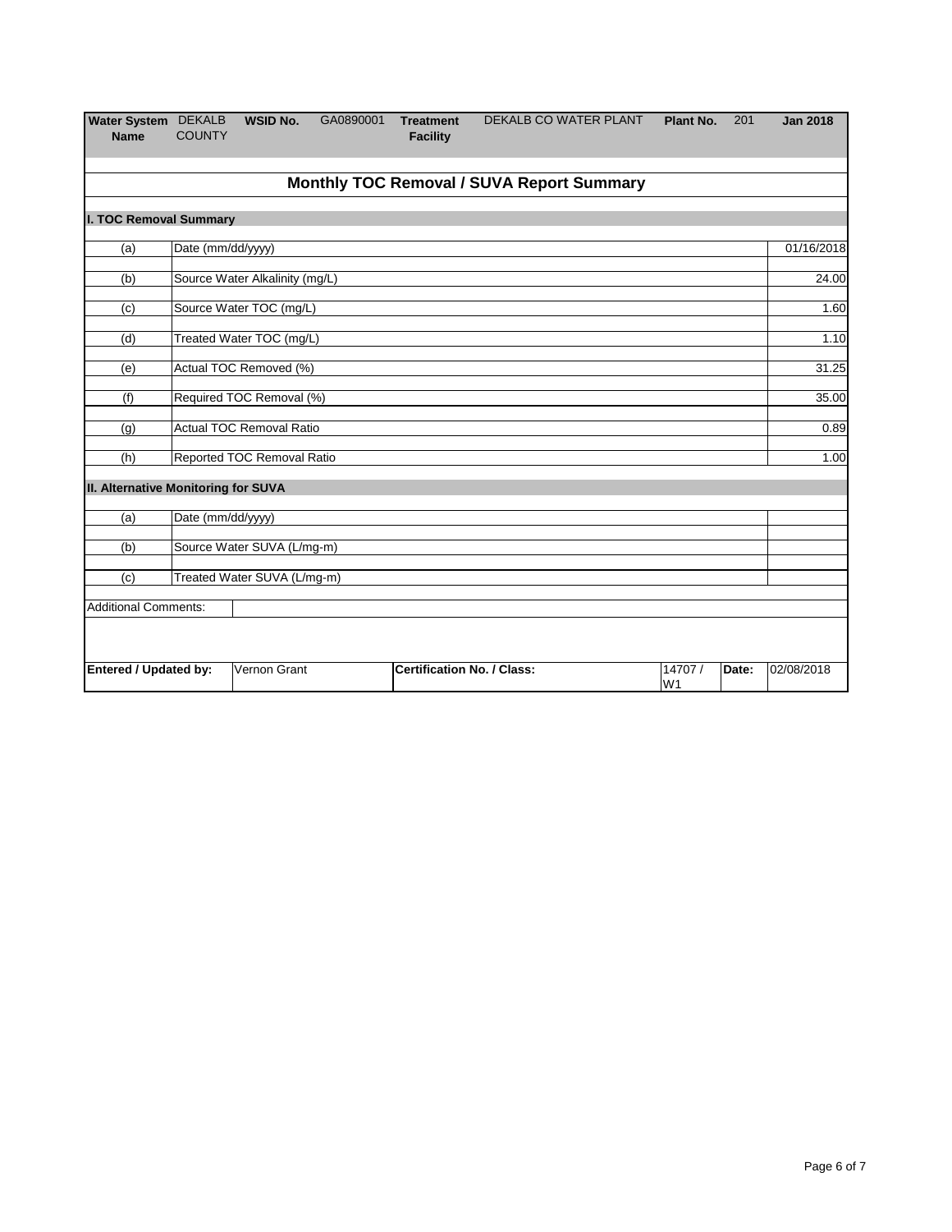| Water System Name | DEKALB COUNTY | WSID No. | GA0890001 | Treatment Facility | DEKALB CO WATER PLANT | Plant No. | 201 | Jan 2018 |
|---|---|---|---|---|---|---|---|---|

## Monthly TOC Removal / SUVA Report Summary

### I. TOC Removal Summary

| | | |
|---|---|---|
| (a) | Date (mm/dd/yyyy) | 01/16/2018 |
| (b) | Source Water Alkalinity (mg/L) | 24.00 |
| (c) | Source Water TOC (mg/L) | 1.60 |
| (d) | Treated Water TOC (mg/L) | 1.10 |
| (e) | Actual TOC Removed (%) | 31.25 |
| (f) | Required TOC Removal (%) | 35.00 |
| (g) | Actual TOC Removal Ratio | 0.89 |
| (h) | Reported TOC Removal Ratio | 1.00 |

### II. Alternative Monitoring for SUVA

| | | |
|---|---|---|
| (a) | Date (mm/dd/yyyy) | |
| (b) | Source Water SUVA (L/mg-m) | |
| (c) | Treated Water SUVA (L/mg-m) | |

Additional Comments:

| Entered / Updated by: | Vernon Grant | Certification No. / Class: | 14707 / W1 | Date: | 02/08/2018 |
|---|---|---|---|---|---|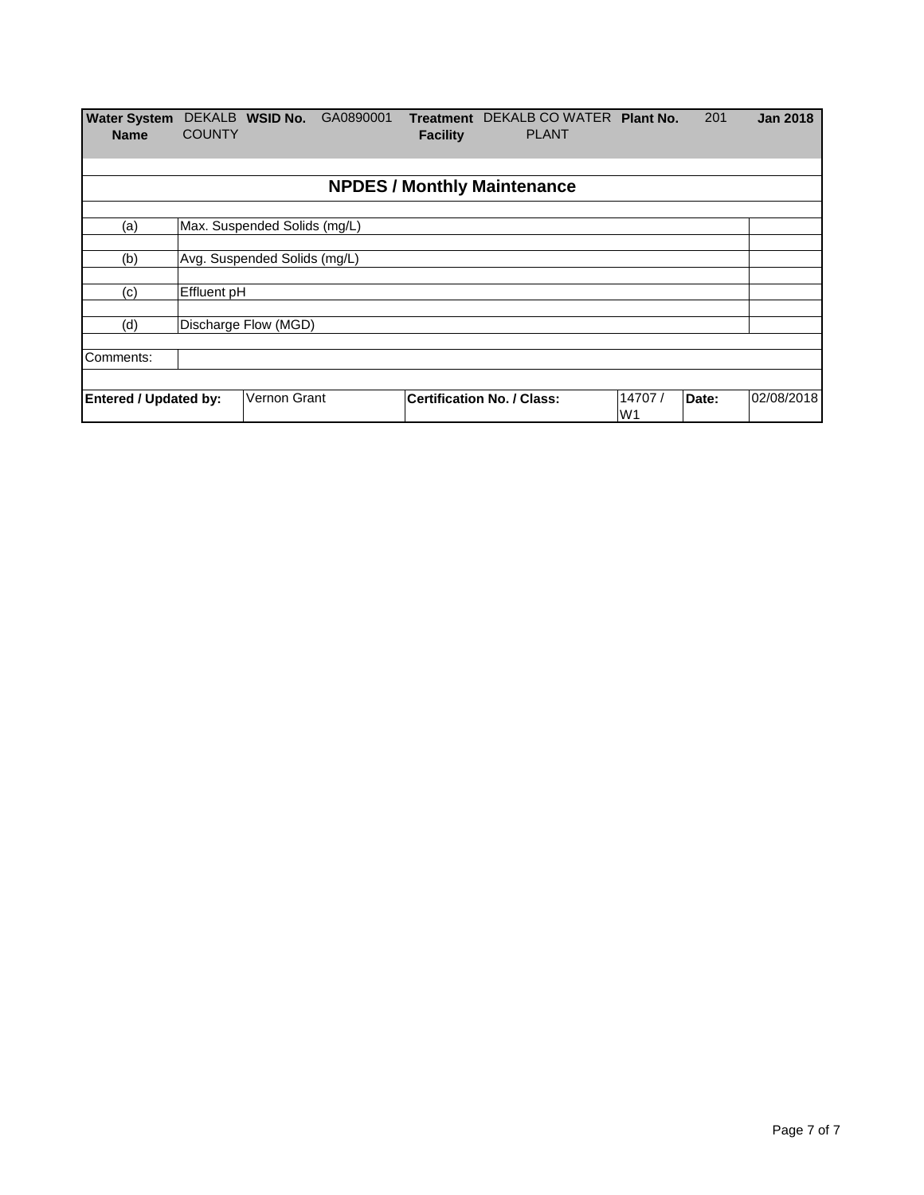| Water System Name | DEKALB COUNTY | WSID No. | GA0890001 | Treatment Facility | DEKALB CO WATER PLANT | Plant No. | 201 | Jan 2018 |
| --- | --- | --- | --- | --- | --- | --- | --- | --- |

## NPDES / Monthly Maintenance

| | | |
| --- | --- | --- |
| (a) | Max. Suspended Solids (mg/L) | |
| (b) | Avg. Suspended Solids (mg/L) | |
| (c) | Effluent pH | |
| (d) | Discharge Flow (MGD) | |

| | |
| --- | --- |
| Comments: | |

| | | | | | |
| --- | --- | --- | --- | --- | --- |
| **Entered / Updated by:** | Vernon Grant | **Certification No. / Class:** | 14707 / W1 | **Date:** | 02/08/2018 |